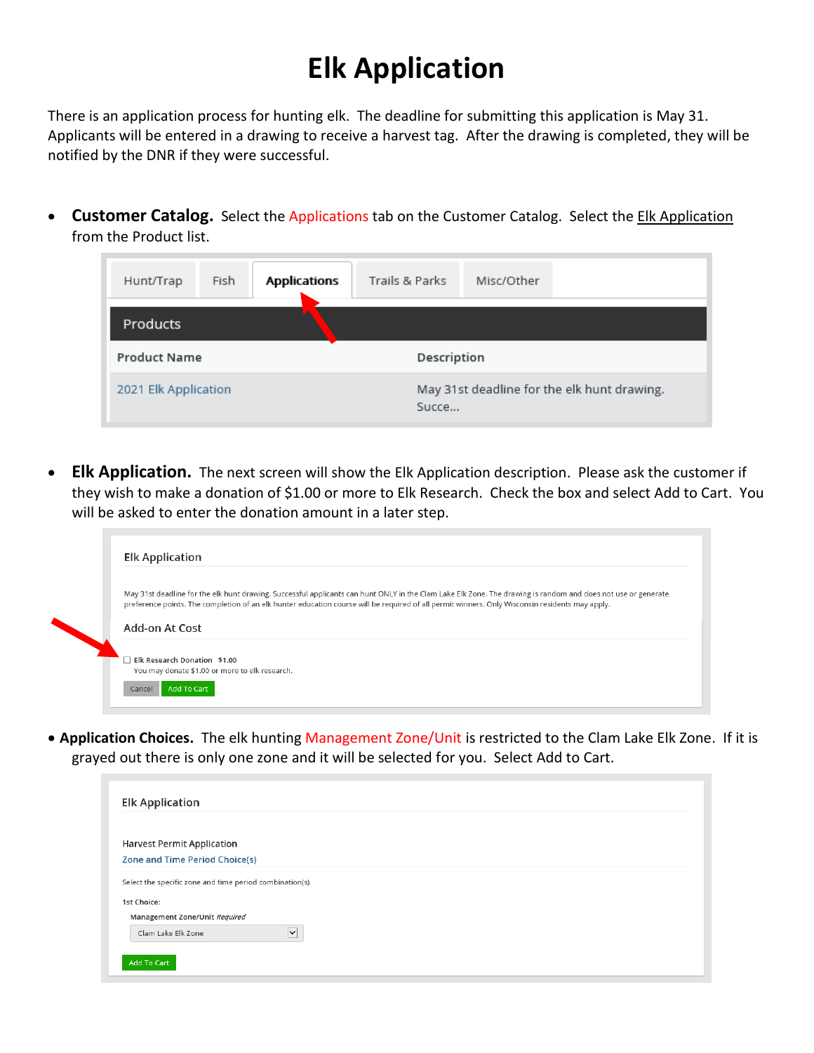# Elk Application

There is an application process for hunting elk. The deadline for submitting this application is May 31. Applicants will be entered in a drawing to receive a harvest tag. After the drawing is completed, they will be notified by the DNR if they were successful.

- **Customer Catalog.** Select the Applications tab on the Customer Catalog. Select the Elk Application from the Product list.

| Hunt/Trap | Fish | Applications | Trails & Parks | Misc/Other |
|---|---|---|---|---|

**Products**

| Product Name | Description |
|---|---|
| 2021 Elk Application | May 31st deadline for the elk hunt drawing. Succe... |

- **Elk Application.** The next screen will show the Elk Application description. Please ask the customer if they wish to make a donation of $1.00 or more to Elk Research. Check the box and select Add to Cart. You will be asked to enter the donation amount in a later step.

Elk Application

May 31st deadline for the elk hunt drawing. Successful applicants can hunt ONLY in the Clam Lake Elk Zone. The drawing is random and does not use or generate preference points. The completion of an elk hunter education course will be required of all permit winners. Only Wisconsin residents may apply.

Add-on At Cost

☐ Elk Research Donation $1.00
You may donate $1.00 or more to elk research.

Cancel | Add To Cart

- **Application Choices.** The elk hunting Management Zone/Unit is restricted to the Clam Lake Elk Zone. If it is grayed out there is only one zone and it will be selected for you. Select Add to Cart.

Elk Application

Harvest Permit Application
Zone and Time Period Choice(s)

Select the specific zone and time period combination(s).

1st Choice:
Management Zone/Unit *Required*
Clam Lake Elk Zone

Add To Cart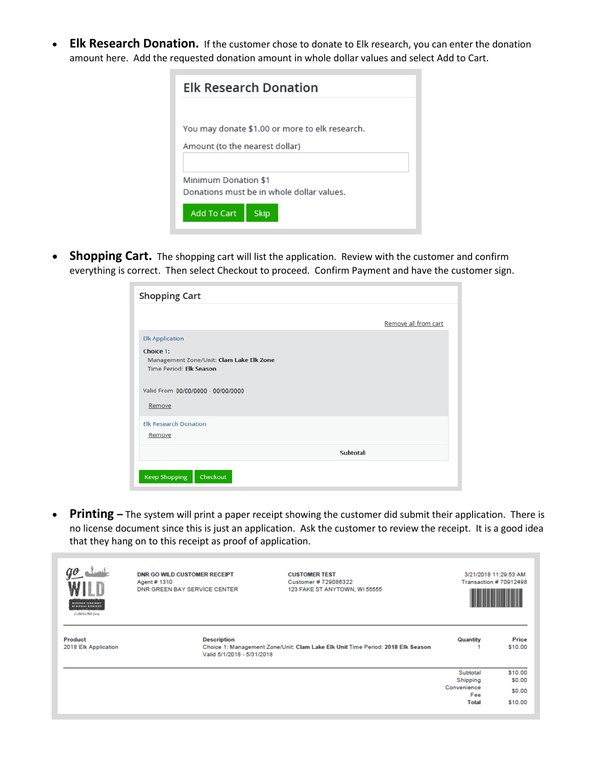- **Elk Research Donation.** If the customer chose to donate to Elk research, you can enter the donation amount here. Add the requested donation amount in whole dollar values and select Add to Cart.

Elk Research Donation

You may donate $1.00 or more to elk research.

Amount (to the nearest dollar)

Minimum Donation $1
Donations must be in whole dollar values.

Add To Cart | Skip

- **Shopping Cart.** The shopping cart will list the application. Review with the customer and confirm everything is correct. Then select Checkout to proceed. Confirm Payment and have the customer sign.

Shopping Cart

Remove all from cart

Elk Application

Choice 1:
Management Zone/Unit: **Clam Lake Elk Zone**
Time Period: **Elk Season**

Valid From 00/00/0000 - 00/00/0000

Remove

Elk Research Donation

Remove

**Subtotal:**

Keep Shopping | Checkout

- **Printing –** The system will print a paper receipt showing the customer did submit their application. There is no license document since this is just an application. Ask the customer to review the receipt. It is a good idea that they hang on to this receipt as proof of application.

go WILD

**DNR GO WILD CUSTOMER RECEIPT**
Agent # 1310
DNR GREEN BAY SERVICE CENTER

**CUSTOMER TEST**
Customer # 729086322
123 FAKE ST ANYTOWN, WI 55555

3/21/2018 11:29:53 AM
Transaction # 70912498

| Product | Description | Quantity | Price |
|---|---|---|---|
| 2018 Elk Application | Choice 1: Management Zone/Unit: **Clam Lake Elk Unit** Time Period: **2018 Elk Season** Valid 5/1/2018 - 5/31/2018 | 1 | $10.00 |
| | | Subtotal | $10.00 |
| | | Shipping | $0.00 |
| | | Convenience Fee | $0.00 |
| | | **Total** | $10.00 |